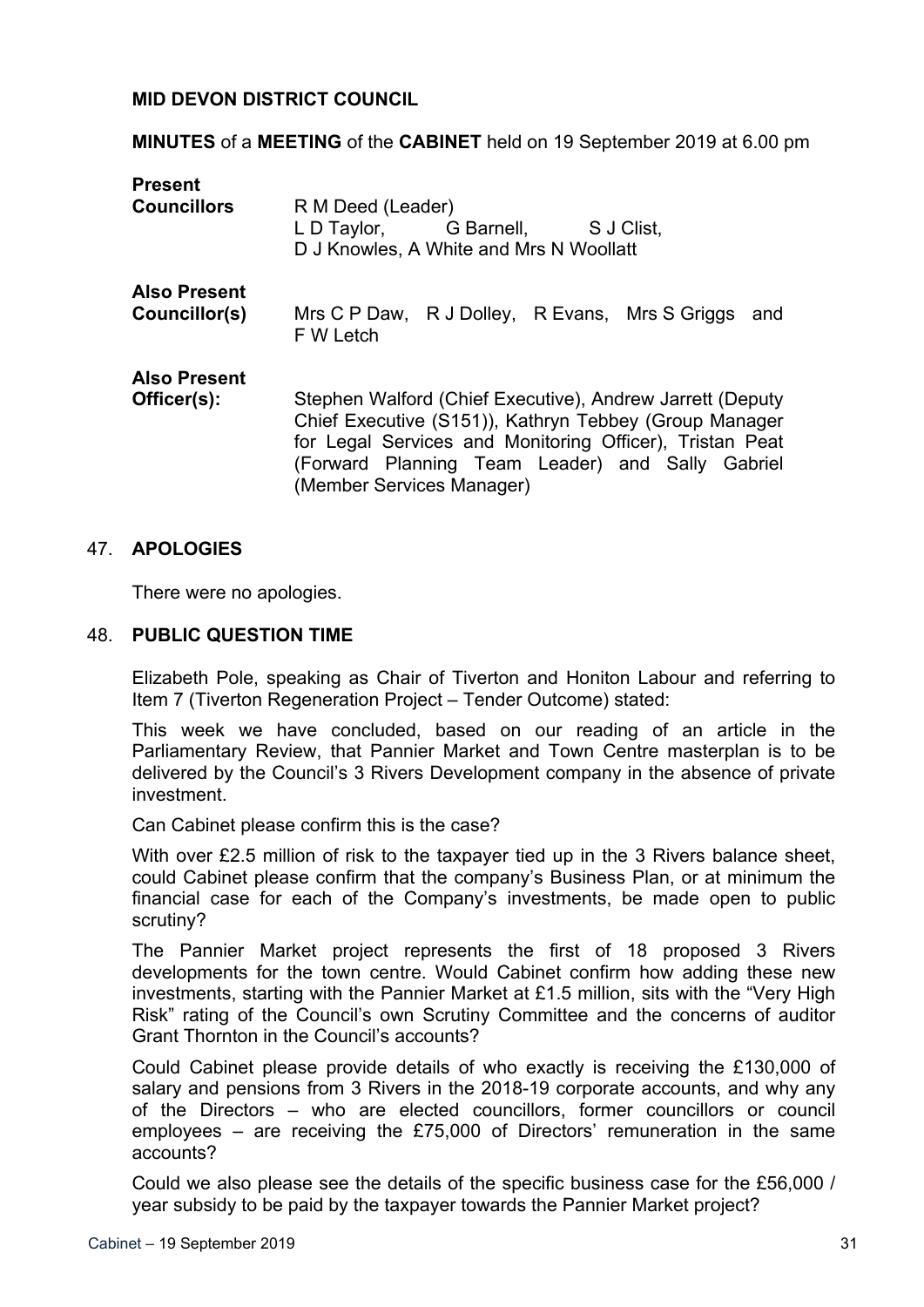**MID DEVON DISTRICT COUNCIL**

**MINUTES** of a **MEETING** of the **CABINET** held on 19 September 2019 at 6.00 pm

| | |
|---|---|
| **Present Councillors** | R M Deed (Leader) L D Taylor, G Barnell, S J Clist, D J Knowles, A White and Mrs N Woollatt |
| **Also Present Councillor(s)** | Mrs C P Daw, R J Dolley, R Evans, Mrs S Griggs and F W Letch |
| **Also Present Officer(s):** | Stephen Walford (Chief Executive), Andrew Jarrett (Deputy Chief Executive (S151)), Kathryn Tebbey (Group Manager for Legal Services and Monitoring Officer), Tristan Peat (Forward Planning Team Leader) and Sally Gabriel (Member Services Manager) |

## 47. APOLOGIES

There were no apologies.

## 48. PUBLIC QUESTION TIME

Elizabeth Pole, speaking as Chair of Tiverton and Honiton Labour and referring to Item 7 (Tiverton Regeneration Project – Tender Outcome) stated:

This week we have concluded, based on our reading of an article in the Parliamentary Review, that Pannier Market and Town Centre masterplan is to be delivered by the Council's 3 Rivers Development company in the absence of private investment.

Can Cabinet please confirm this is the case?

With over £2.5 million of risk to the taxpayer tied up in the 3 Rivers balance sheet, could Cabinet please confirm that the company's Business Plan, or at minimum the financial case for each of the Company's investments, be made open to public scrutiny?

The Pannier Market project represents the first of 18 proposed 3 Rivers developments for the town centre. Would Cabinet confirm how adding these new investments, starting with the Pannier Market at £1.5 million, sits with the "Very High Risk" rating of the Council's own Scrutiny Committee and the concerns of auditor Grant Thornton in the Council's accounts?

Could Cabinet please provide details of who exactly is receiving the £130,000 of salary and pensions from 3 Rivers in the 2018-19 corporate accounts, and why any of the Directors – who are elected councillors, former councillors or council employees – are receiving the £75,000 of Directors' remuneration in the same accounts?

Could we also please see the details of the specific business case for the £56,000 / year subsidy to be paid by the taxpayer towards the Pannier Market project?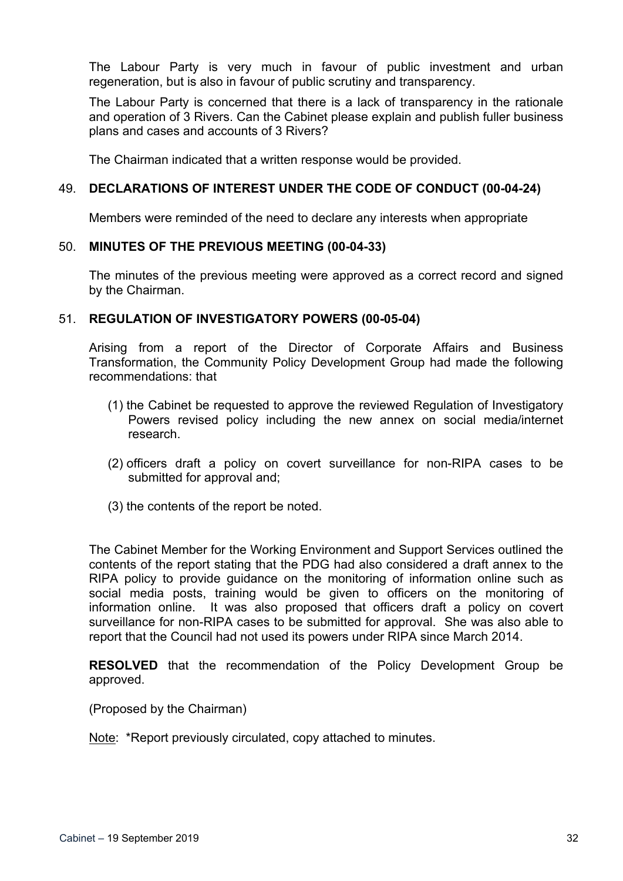The Labour Party is very much in favour of public investment and urban regeneration, but is also in favour of public scrutiny and transparency.

The Labour Party is concerned that there is a lack of transparency in the rationale and operation of 3 Rivers. Can the Cabinet please explain and publish fuller business plans and cases and accounts of 3 Rivers?

The Chairman indicated that a written response would be provided.

## 49. DECLARATIONS OF INTEREST UNDER THE CODE OF CONDUCT (00-04-24)

Members were reminded of the need to declare any interests when appropriate

## 50. MINUTES OF THE PREVIOUS MEETING (00-04-33)

The minutes of the previous meeting were approved as a correct record and signed by the Chairman.

## 51. REGULATION OF INVESTIGATORY POWERS (00-05-04)

Arising from a report of the Director of Corporate Affairs and Business Transformation, the Community Policy Development Group had made the following recommendations: that

(1) the Cabinet be requested to approve the reviewed Regulation of Investigatory Powers revised policy including the new annex on social media/internet research.

(2) officers draft a policy on covert surveillance for non-RIPA cases to be submitted for approval and;

(3) the contents of the report be noted.

The Cabinet Member for the Working Environment and Support Services outlined the contents of the report stating that the PDG had also considered a draft annex to the RIPA policy to provide guidance on the monitoring of information online such as social media posts, training would be given to officers on the monitoring of information online. It was also proposed that officers draft a policy on covert surveillance for non-RIPA cases to be submitted for approval. She was also able to report that the Council had not used its powers under RIPA since March 2014.

**RESOLVED** that the recommendation of the Policy Development Group be approved.

(Proposed by the Chairman)

Note: *Report previously circulated, copy attached to minutes.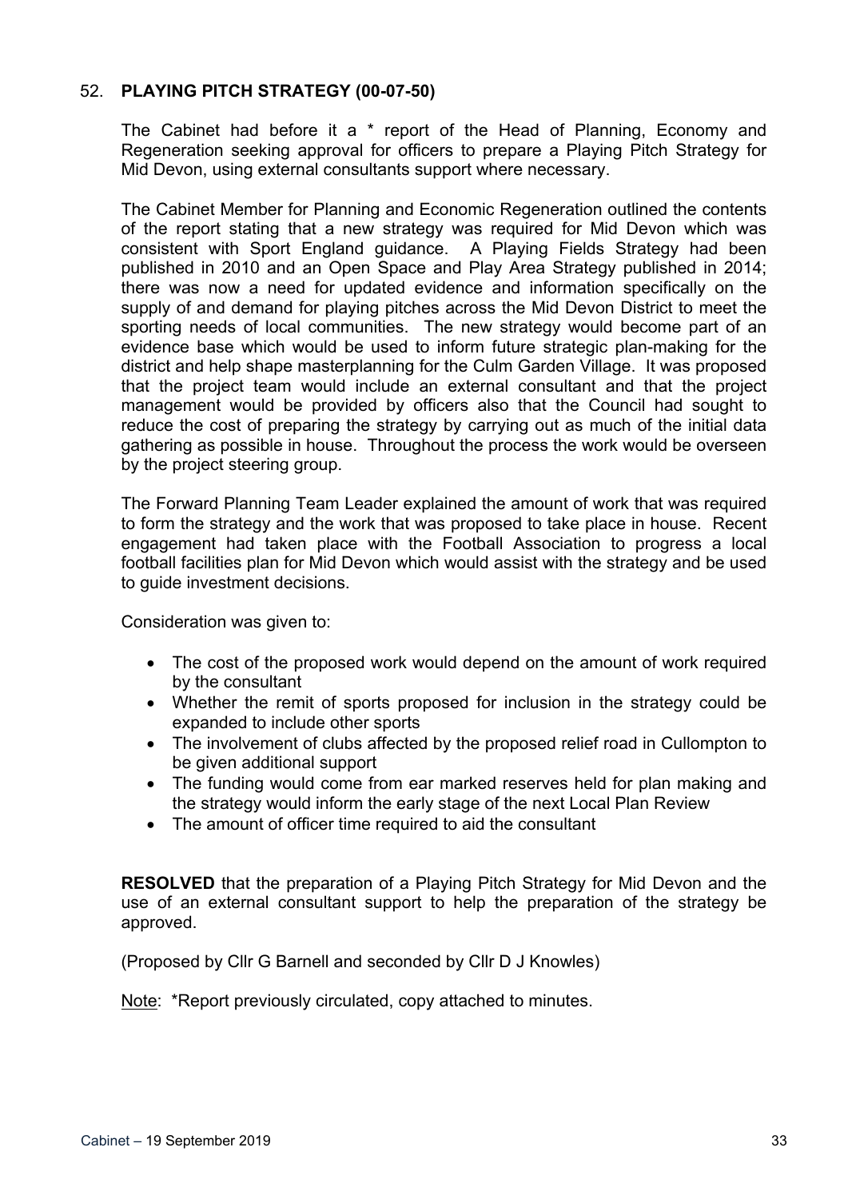## 52. PLAYING PITCH STRATEGY (00-07-50)

The Cabinet had before it a * report of the Head of Planning, Economy and Regeneration seeking approval for officers to prepare a Playing Pitch Strategy for Mid Devon, using external consultants support where necessary.

The Cabinet Member for Planning and Economic Regeneration outlined the contents of the report stating that a new strategy was required for Mid Devon which was consistent with Sport England guidance. A Playing Fields Strategy had been published in 2010 and an Open Space and Play Area Strategy published in 2014; there was now a need for updated evidence and information specifically on the supply of and demand for playing pitches across the Mid Devon District to meet the sporting needs of local communities. The new strategy would become part of an evidence base which would be used to inform future strategic plan-making for the district and help shape masterplanning for the Culm Garden Village. It was proposed that the project team would include an external consultant and that the project management would be provided by officers also that the Council had sought to reduce the cost of preparing the strategy by carrying out as much of the initial data gathering as possible in house. Throughout the process the work would be overseen by the project steering group.

The Forward Planning Team Leader explained the amount of work that was required to form the strategy and the work that was proposed to take place in house. Recent engagement had taken place with the Football Association to progress a local football facilities plan for Mid Devon which would assist with the strategy and be used to guide investment decisions.

Consideration was given to:

- The cost of the proposed work would depend on the amount of work required by the consultant
- Whether the remit of sports proposed for inclusion in the strategy could be expanded to include other sports
- The involvement of clubs affected by the proposed relief road in Cullompton to be given additional support
- The funding would come from ear marked reserves held for plan making and the strategy would inform the early stage of the next Local Plan Review
- The amount of officer time required to aid the consultant

**RESOLVED** that the preparation of a Playing Pitch Strategy for Mid Devon and the use of an external consultant support to help the preparation of the strategy be approved.

(Proposed by Cllr G Barnell and seconded by Cllr D J Knowles)

Note: *Report previously circulated, copy attached to minutes.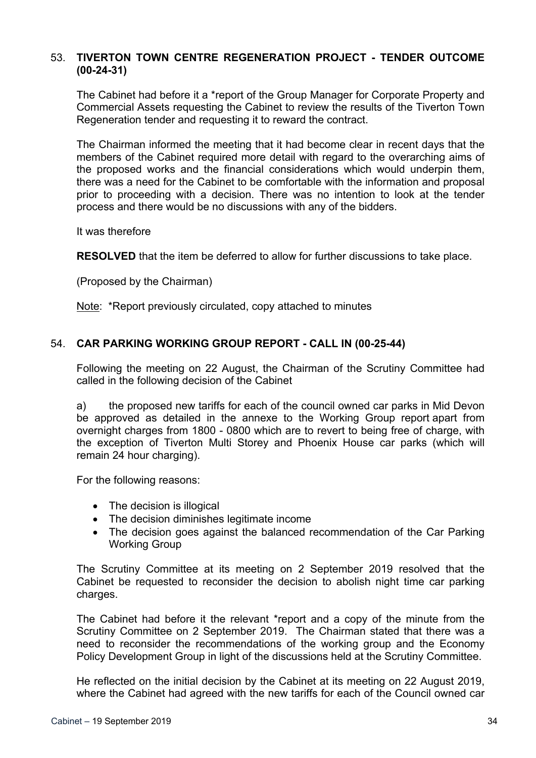## 53. TIVERTON TOWN CENTRE REGENERATION PROJECT - TENDER OUTCOME (00-24-31)

The Cabinet had before it a *report of the Group Manager for Corporate Property and Commercial Assets requesting the Cabinet to review the results of the Tiverton Town Regeneration tender and requesting it to reward the contract.

The Chairman informed the meeting that it had become clear in recent days that the members of the Cabinet required more detail with regard to the overarching aims of the proposed works and the financial considerations which would underpin them, there was a need for the Cabinet to be comfortable with the information and proposal prior to proceeding with a decision. There was no intention to look at the tender process and there would be no discussions with any of the bidders.

It was therefore

**RESOLVED** that the item be deferred to allow for further discussions to take place.

(Proposed by the Chairman)

Note: *Report previously circulated, copy attached to minutes

## 54. CAR PARKING WORKING GROUP REPORT - CALL IN (00-25-44)

Following the meeting on 22 August, the Chairman of the Scrutiny Committee had called in the following decision of the Cabinet

a) the proposed new tariffs for each of the council owned car parks in Mid Devon be approved as detailed in the annexe to the Working Group report apart from overnight charges from 1800 - 0800 which are to revert to being free of charge, with the exception of Tiverton Multi Storey and Phoenix House car parks (which will remain 24 hour charging).

For the following reasons:

- The decision is illogical
- The decision diminishes legitimate income
- The decision goes against the balanced recommendation of the Car Parking Working Group

The Scrutiny Committee at its meeting on 2 September 2019 resolved that the Cabinet be requested to reconsider the decision to abolish night time car parking charges.

The Cabinet had before it the relevant *report and a copy of the minute from the Scrutiny Committee on 2 September 2019. The Chairman stated that there was a need to reconsider the recommendations of the working group and the Economy Policy Development Group in light of the discussions held at the Scrutiny Committee.

He reflected on the initial decision by the Cabinet at its meeting on 22 August 2019, where the Cabinet had agreed with the new tariffs for each of the Council owned car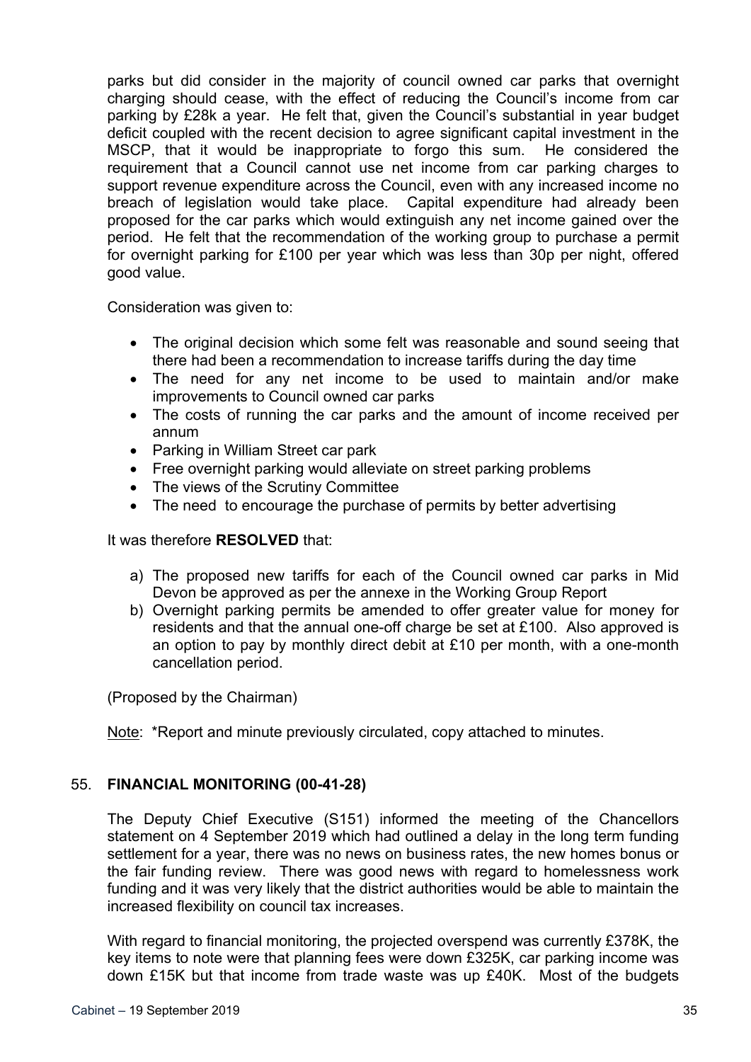parks but did consider in the majority of council owned car parks that overnight charging should cease, with the effect of reducing the Council's income from car parking by £28k a year. He felt that, given the Council's substantial in year budget deficit coupled with the recent decision to agree significant capital investment in the MSCP, that it would be inappropriate to forgo this sum. He considered the requirement that a Council cannot use net income from car parking charges to support revenue expenditure across the Council, even with any increased income no breach of legislation would take place. Capital expenditure had already been proposed for the car parks which would extinguish any net income gained over the period. He felt that the recommendation of the working group to purchase a permit for overnight parking for £100 per year which was less than 30p per night, offered good value.

Consideration was given to:

- The original decision which some felt was reasonable and sound seeing that there had been a recommendation to increase tariffs during the day time
- The need for any net income to be used to maintain and/or make improvements to Council owned car parks
- The costs of running the car parks and the amount of income received per annum
- Parking in William Street car park
- Free overnight parking would alleviate on street parking problems
- The views of the Scrutiny Committee
- The need to encourage the purchase of permits by better advertising

It was therefore **RESOLVED** that:

a) The proposed new tariffs for each of the Council owned car parks in Mid Devon be approved as per the annexe in the Working Group Report
b) Overnight parking permits be amended to offer greater value for money for residents and that the annual one-off charge be set at £100. Also approved is an option to pay by monthly direct debit at £10 per month, with a one-month cancellation period.

(Proposed by the Chairman)

<u>Note</u>: *Report and minute previously circulated, copy attached to minutes.

## 55. **FINANCIAL MONITORING (00-41-28)**

The Deputy Chief Executive (S151) informed the meeting of the Chancellors statement on 4 September 2019 which had outlined a delay in the long term funding settlement for a year, there was no news on business rates, the new homes bonus or the fair funding review. There was good news with regard to homelessness work funding and it was very likely that the district authorities would be able to maintain the increased flexibility on council tax increases.

With regard to financial monitoring, the projected overspend was currently £378K, the key items to note were that planning fees were down £325K, car parking income was down £15K but that income from trade waste was up £40K. Most of the budgets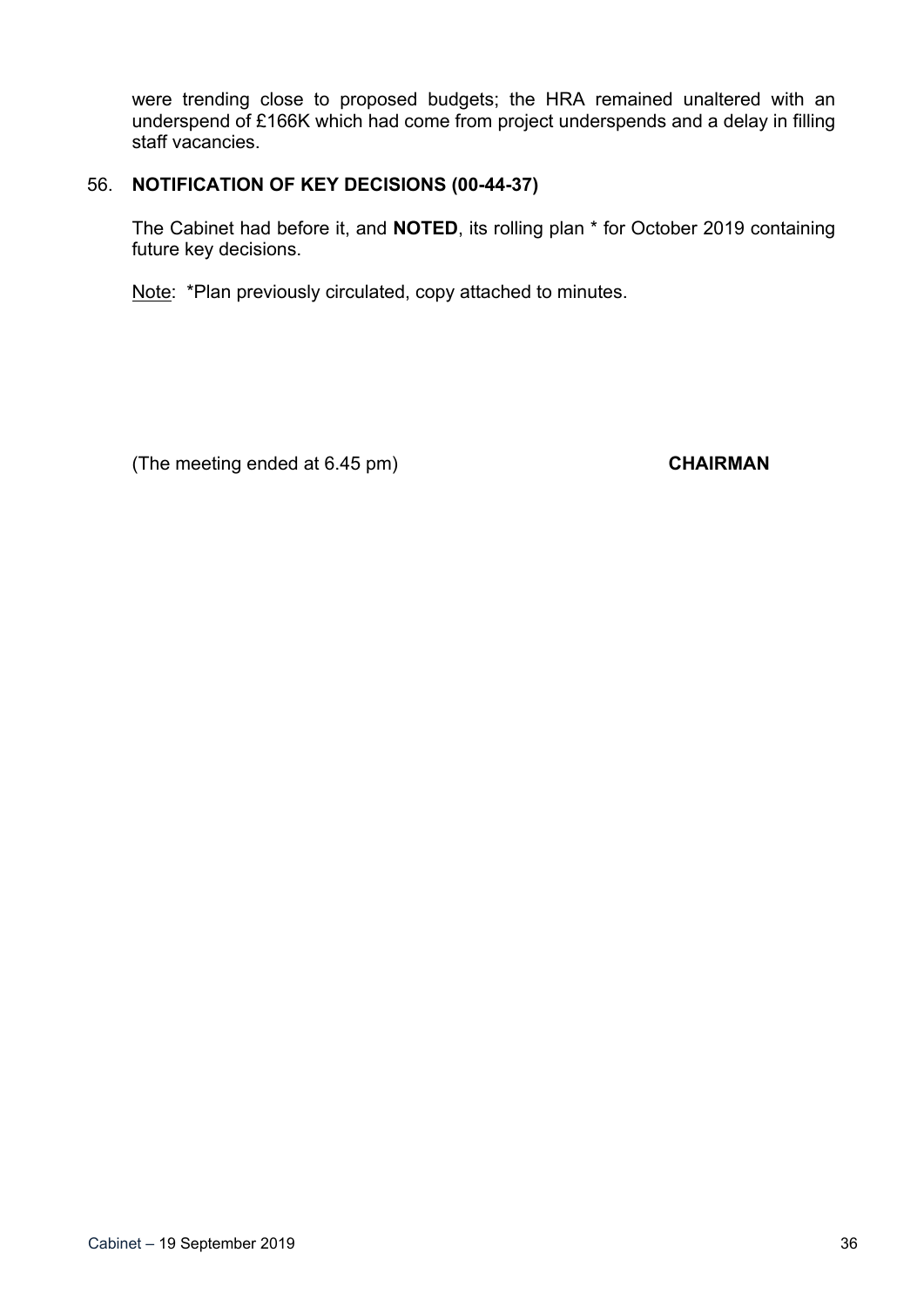were trending close to proposed budgets; the HRA remained unaltered with an underspend of £166K which had come from project underspends and a delay in filling staff vacancies.

## 56. **NOTIFICATION OF KEY DECISIONS (00-44-37)**

The Cabinet had before it, and **NOTED**, its rolling plan * for October 2019 containing future key decisions.

Note: *Plan previously circulated, copy attached to minutes.

(The meeting ended at 6.45 pm) **CHAIRMAN**